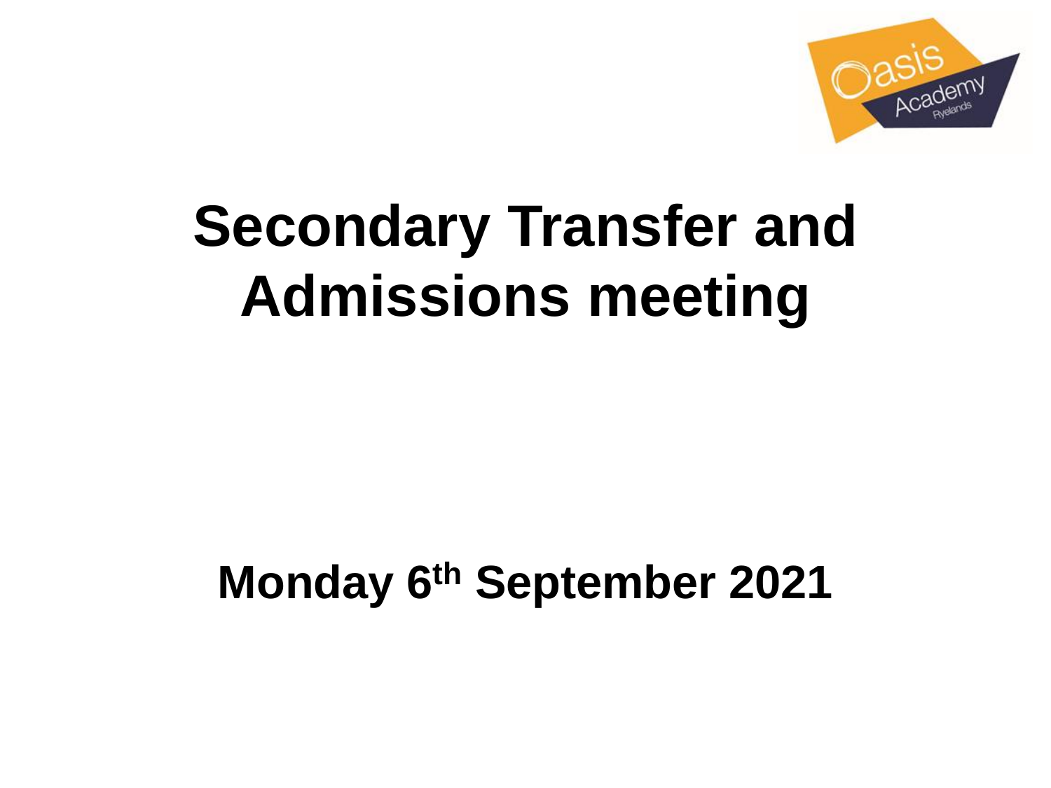# Secondary Transfer and Admissions meeting

**Monday 6th September 2021**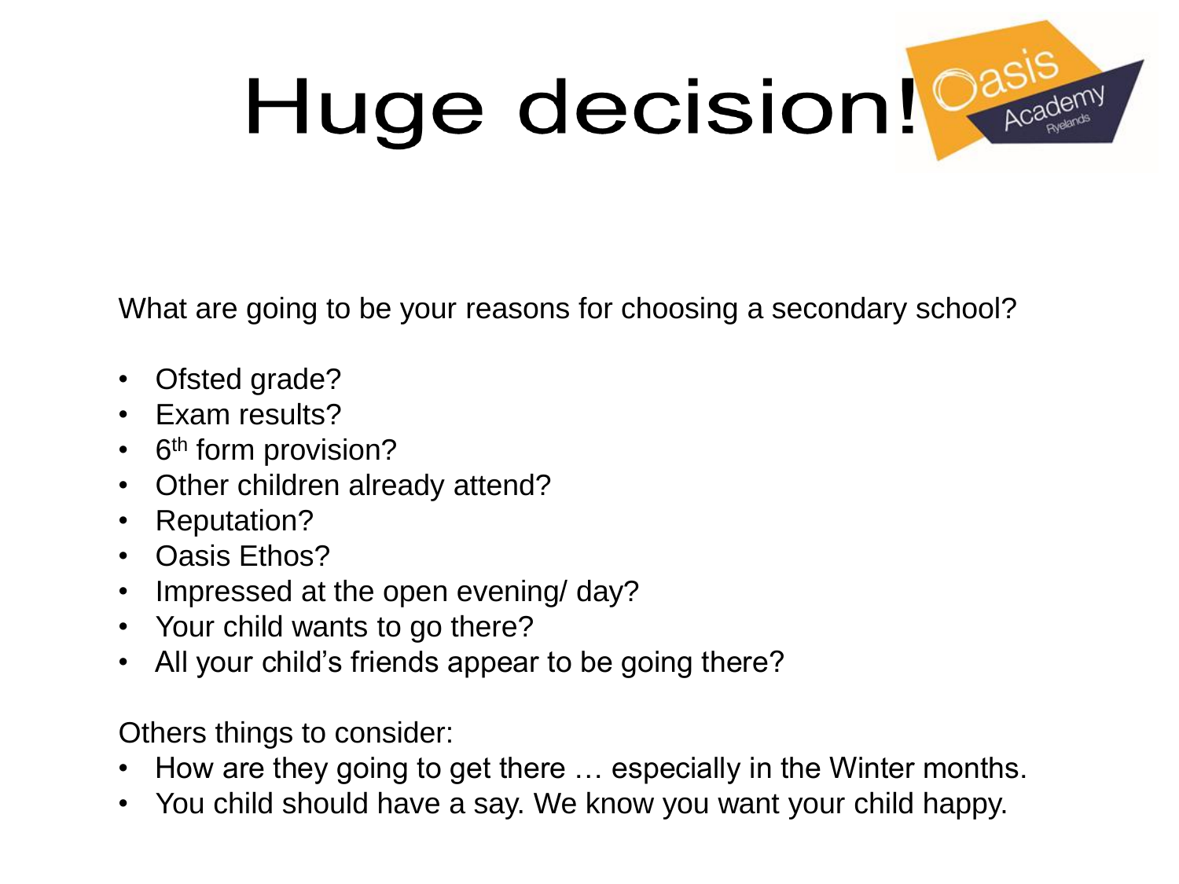# Huge decision!

What are going to be your reasons for choosing a secondary school?

- Ofsted grade?
- Exam results?
- 6th form provision?
- Other children already attend?
- Reputation?
- Oasis Ethos?
- Impressed at the open evening/ day?
- Your child wants to go there?
- All your child's friends appear to be going there?

Others things to consider:

- How are they going to get there … especially in the Winter months.
- You child should have a say. We know you want your child happy.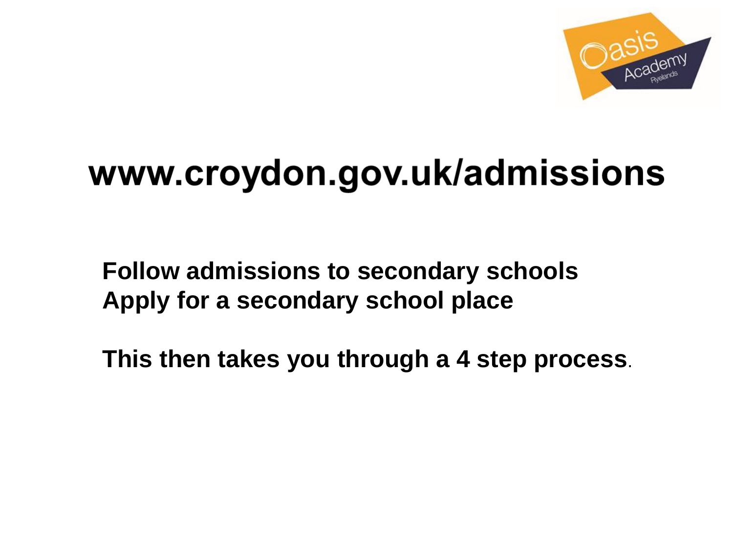# www.croydon.gov.uk/admissions

**Follow admissions to secondary schools**
**Apply for a secondary school place**

**This then takes you through a 4 step process.**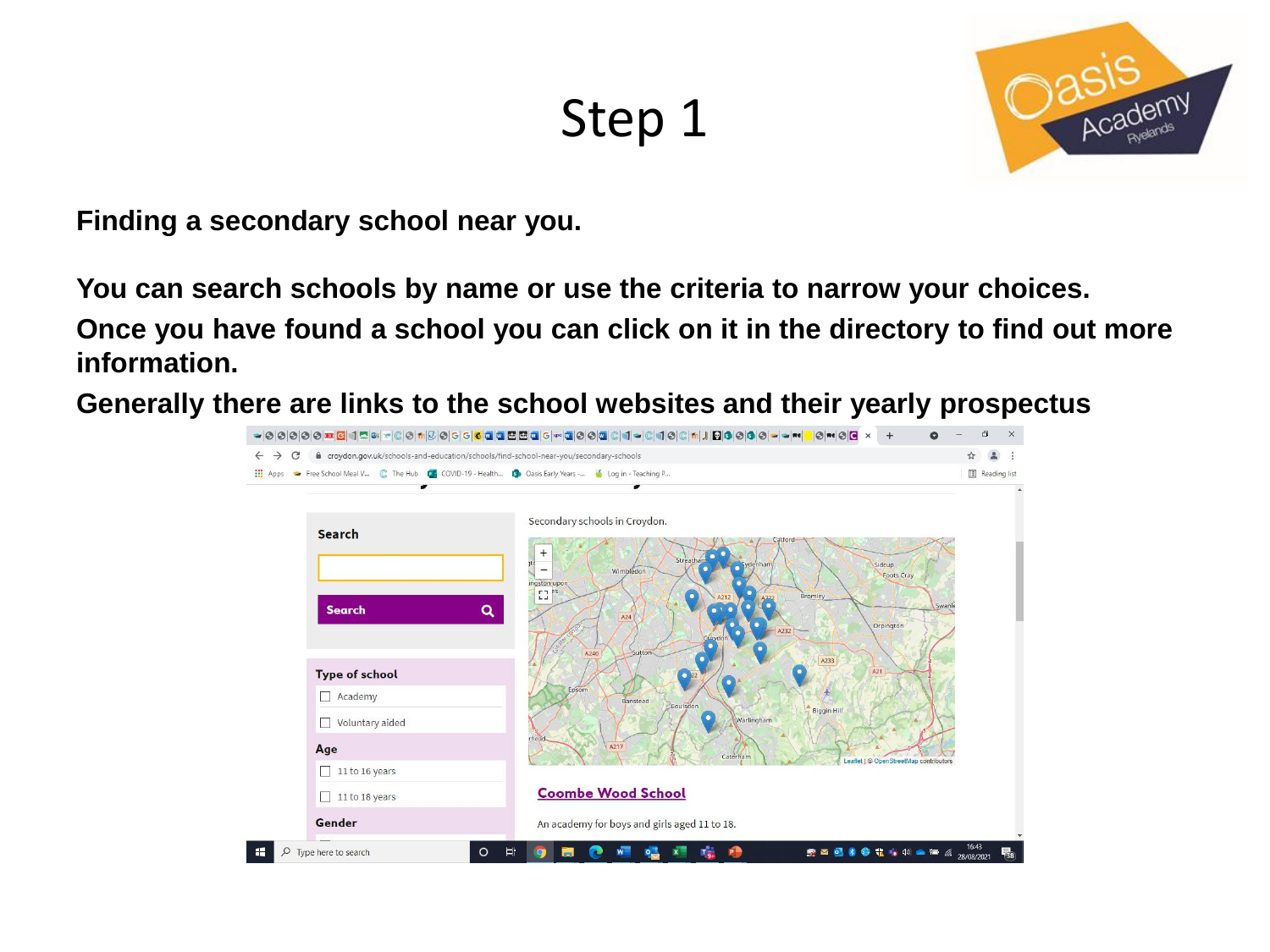# Step 1

**Finding a secondary school near you.**

**You can search schools by name or use the criteria to narrow your choices.**

**Once you have found a school you can click on it in the directory to find out more information.**

**Generally there are links to the school websites and their yearly prospectus**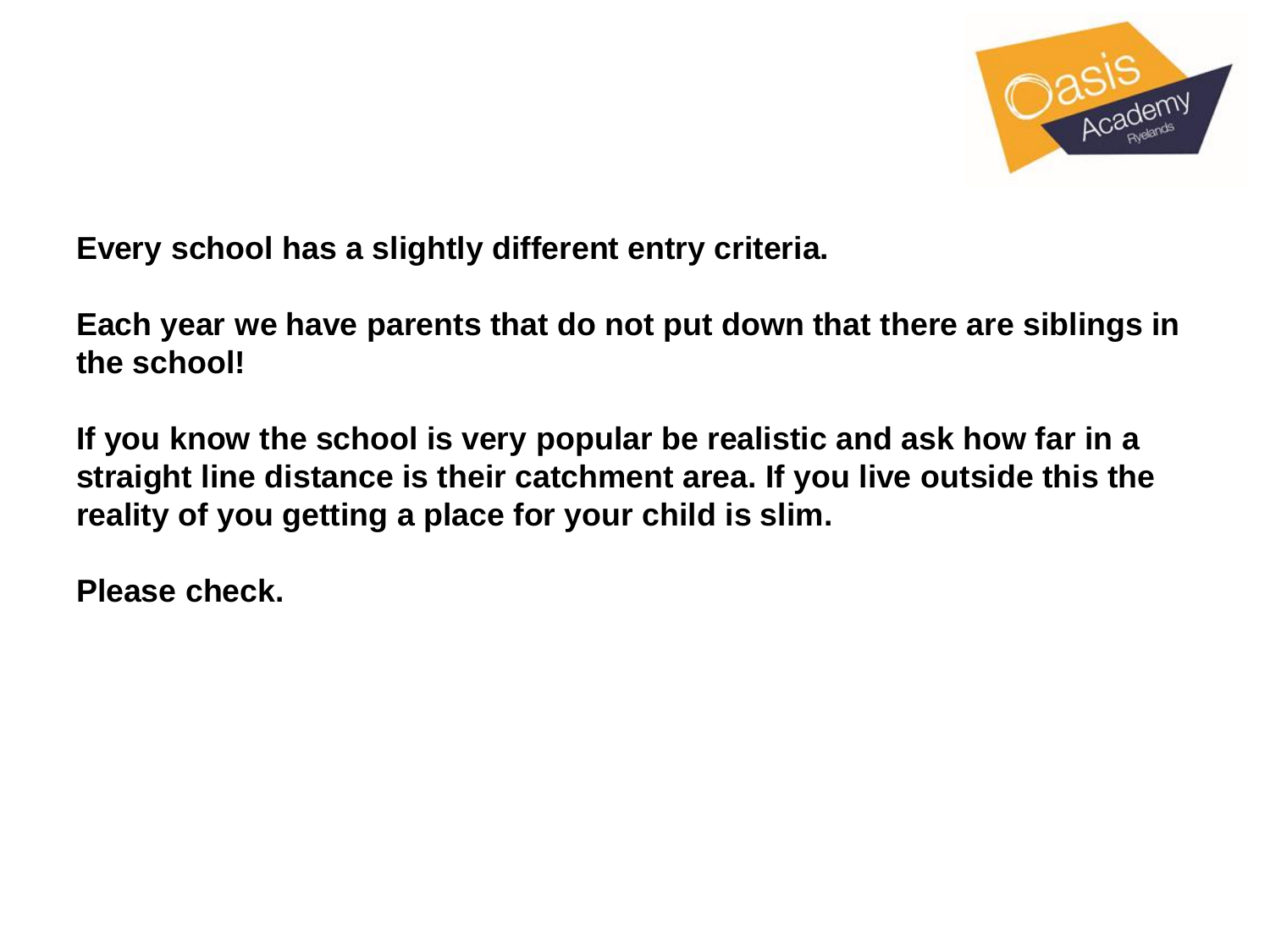**Every school has a slightly different entry criteria.**

**Each year we have parents that do not put down that there are siblings in the school!**

**If you know the school is very popular be realistic and ask how far in a straight line distance is their catchment area. If you live outside this the reality of you getting a place for your child is slim.**

**Please check.**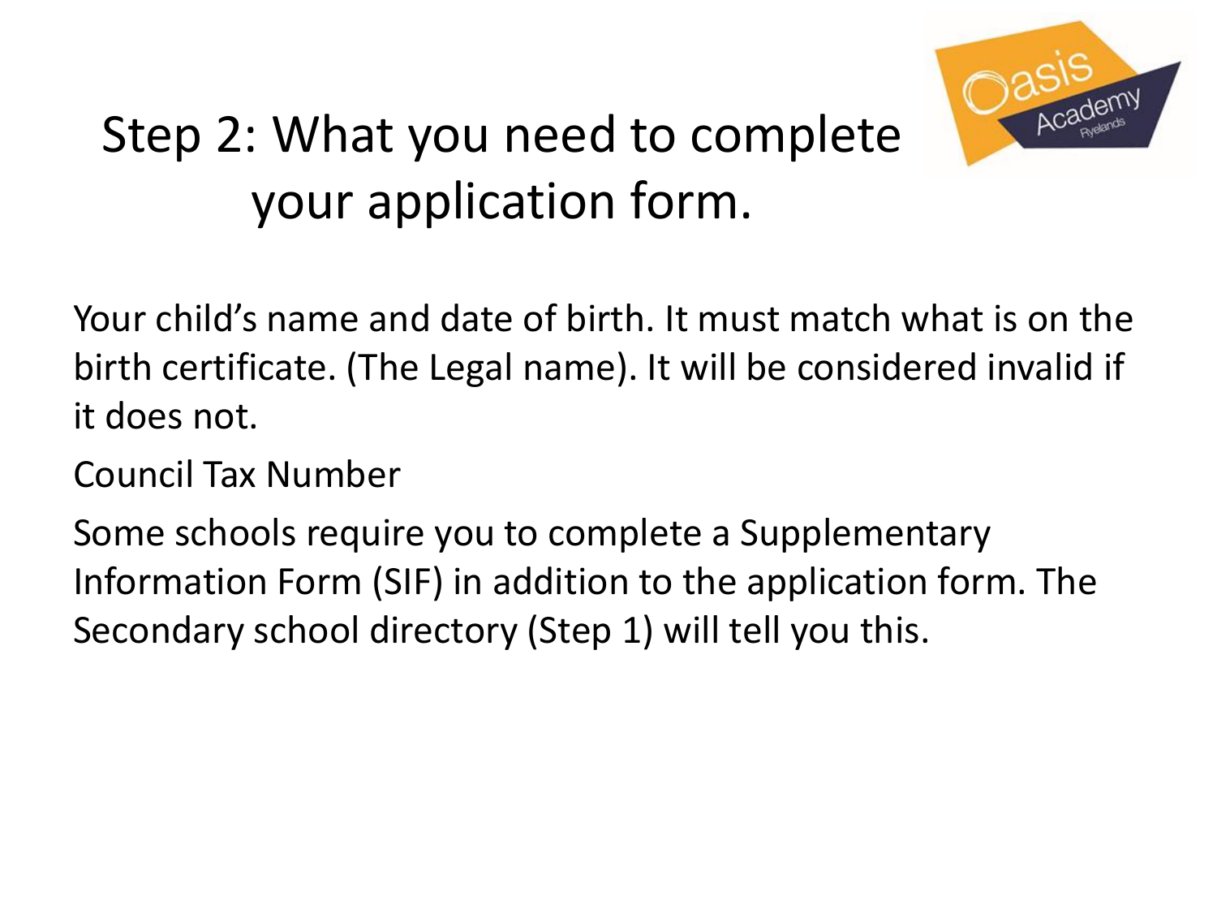# Step 2: What you need to complete your application form.

Your child's name and date of birth. It must match what is on the birth certificate. (The Legal name). It will be considered invalid if it does not.

Council Tax Number

Some schools require you to complete a Supplementary Information Form (SIF) in addition to the application form. The Secondary school directory (Step 1) will tell you this.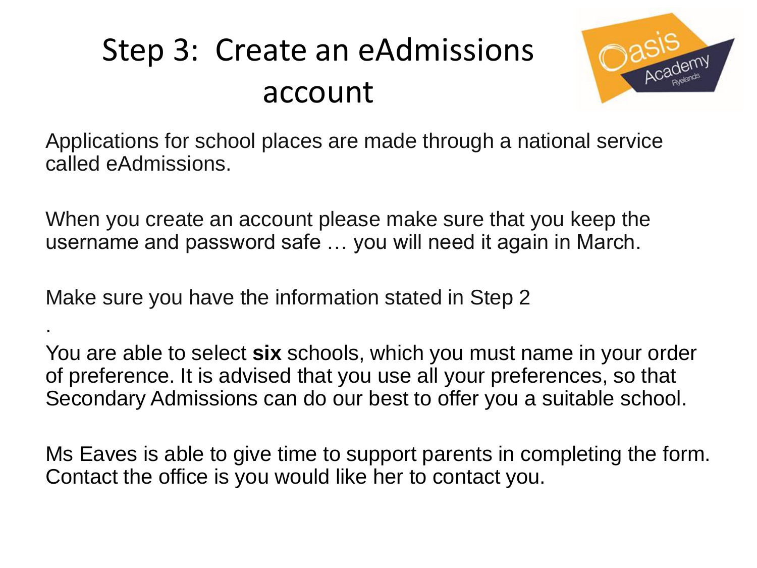# Step 3: Create an eAdmissions account

Applications for school places are made through a national service called eAdmissions.

When you create an account please make sure that you keep the username and password safe … you will need it again in March.

Make sure you have the information stated in Step 2

.

You are able to select **six** schools, which you must name in your order of preference. It is advised that you use all your preferences, so that Secondary Admissions can do our best to offer you a suitable school.

Ms Eaves is able to give time to support parents in completing the form. Contact the office is you would like her to contact you.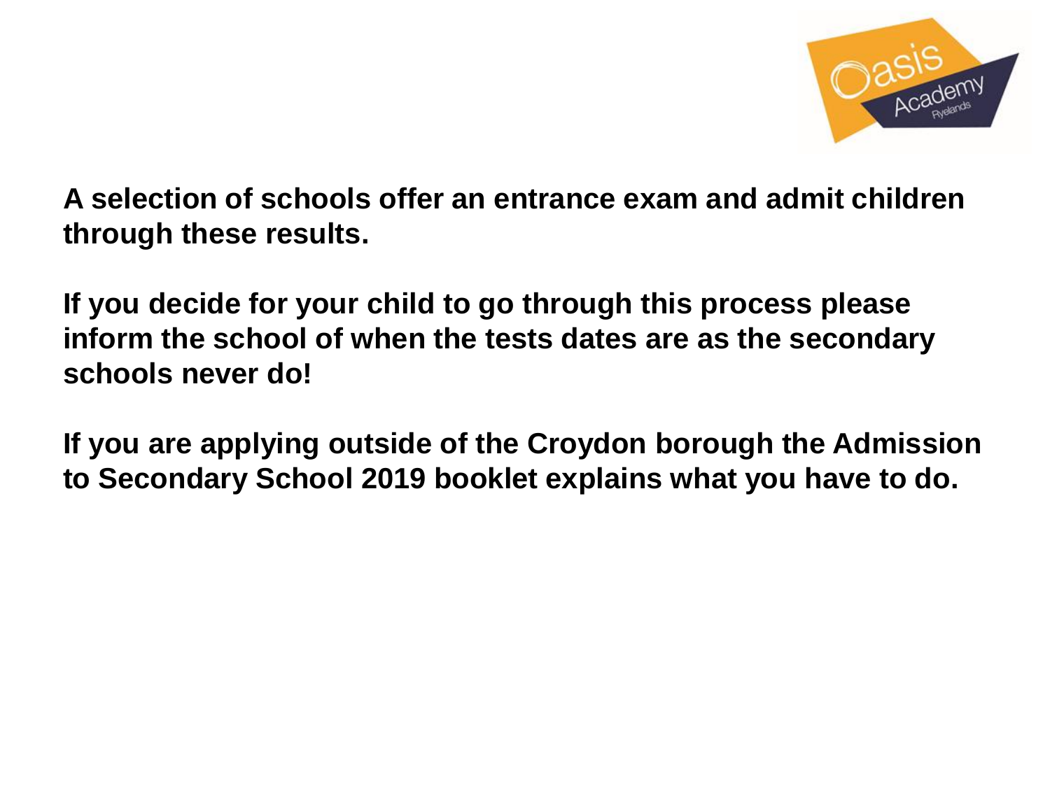**A selection of schools offer an entrance exam and admit children through these results.**

**If you decide for your child to go through this process please inform the school of when the tests dates are as the secondary schools never do!**

**If you are applying outside of the Croydon borough the Admission to Secondary School 2019 booklet explains what you have to do.**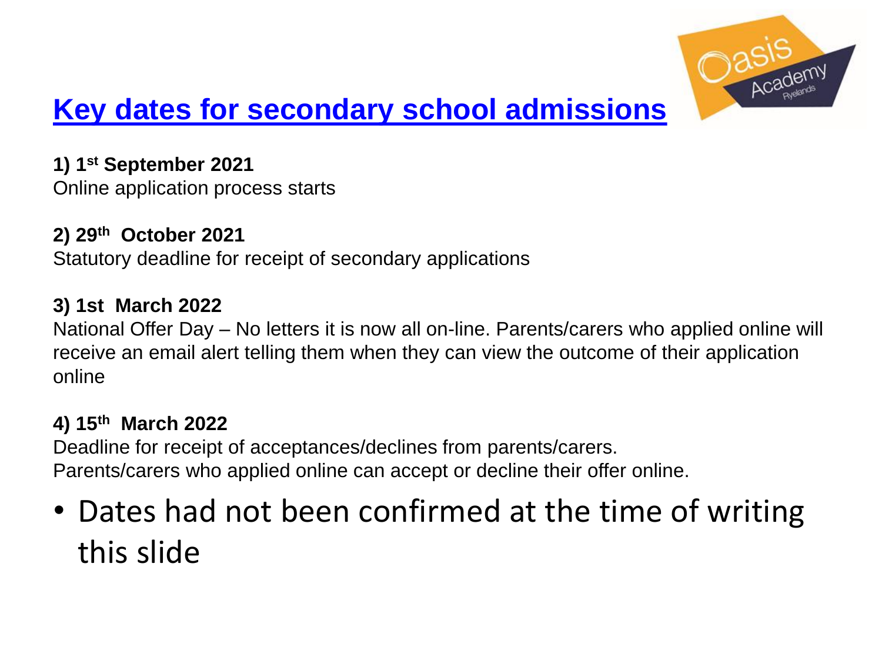# Key dates for secondary school admissions

**1) 1st September 2021**
Online application process starts

**2) 29th October 2021**
Statutory deadline for receipt of secondary applications

**3) 1st March 2022**
National Offer Day – No letters it is now all on-line. Parents/carers who applied online will receive an email alert telling them when they can view the outcome of their application online

**4) 15th March 2022**
Deadline for receipt of acceptances/declines from parents/carers.
Parents/carers who applied online can accept or decline their offer online.

- Dates had not been confirmed at the time of writing this slide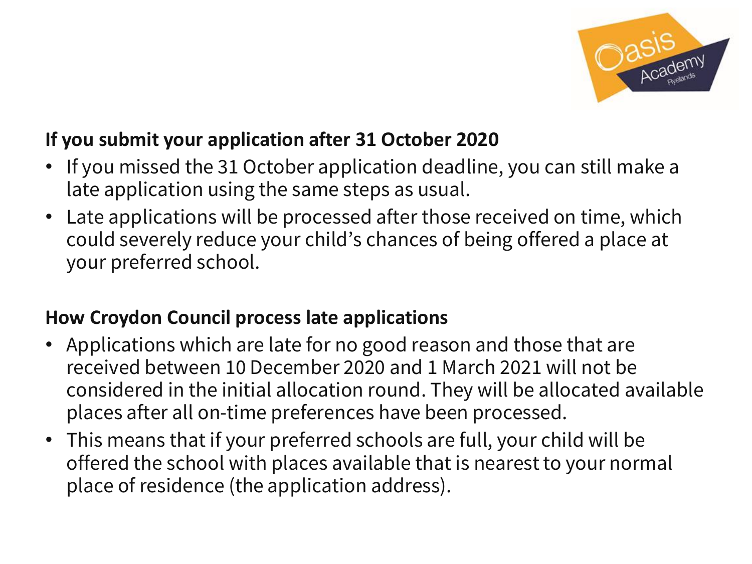## If you submit your application after 31 October 2020

- If you missed the 31 October application deadline, you can still make a late application using the same steps as usual.
- Late applications will be processed after those received on time, which could severely reduce your child's chances of being offered a place at your preferred school.

## How Croydon Council process late applications

- Applications which are late for no good reason and those that are received between 10 December 2020 and 1 March 2021 will not be considered in the initial allocation round. They will be allocated available places after all on-time preferences have been processed.
- This means that if your preferred schools are full, your child will be offered the school with places available that is nearest to your normal place of residence (the application address).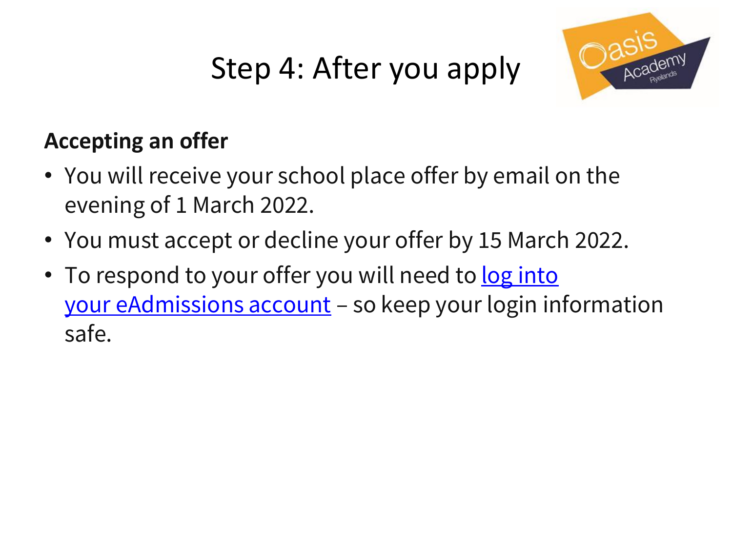# Step 4: After you apply

**Accepting an offer**

- You will receive your school place offer by email on the evening of 1 March 2022.
- You must accept or decline your offer by 15 March 2022.
- To respond to your offer you will need to log into your eAdmissions account – so keep your login information safe.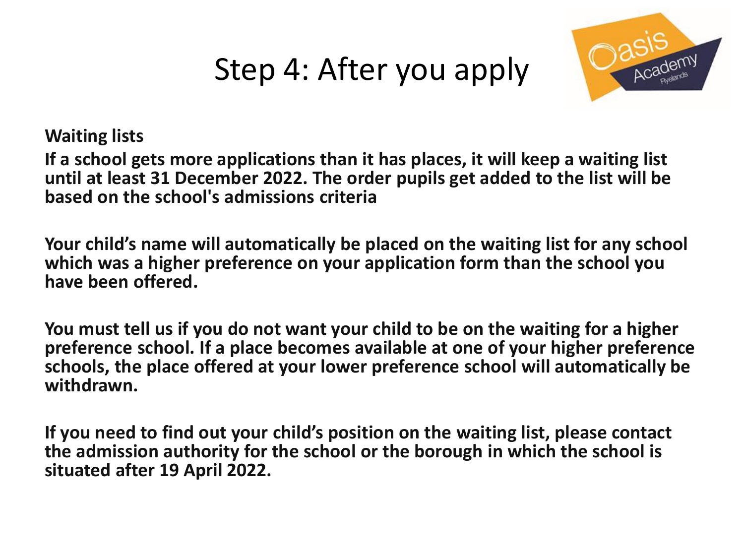# Step 4: After you apply

**Waiting lists**

**If a school gets more applications than it has places, it will keep a waiting list until at least 31 December 2022. The order pupils get added to the list will be based on the school's admissions criteria**

**Your child's name will automatically be placed on the waiting list for any school which was a higher preference on your application form than the school you have been offered.**

**You must tell us if you do not want your child to be on the waiting for a higher preference school. If a place becomes available at one of your higher preference schools, the place offered at your lower preference school will automatically be withdrawn.**

**If you need to find out your child's position on the waiting list, please contact the admission authority for the school or the borough in which the school is situated after 19 April 2022.**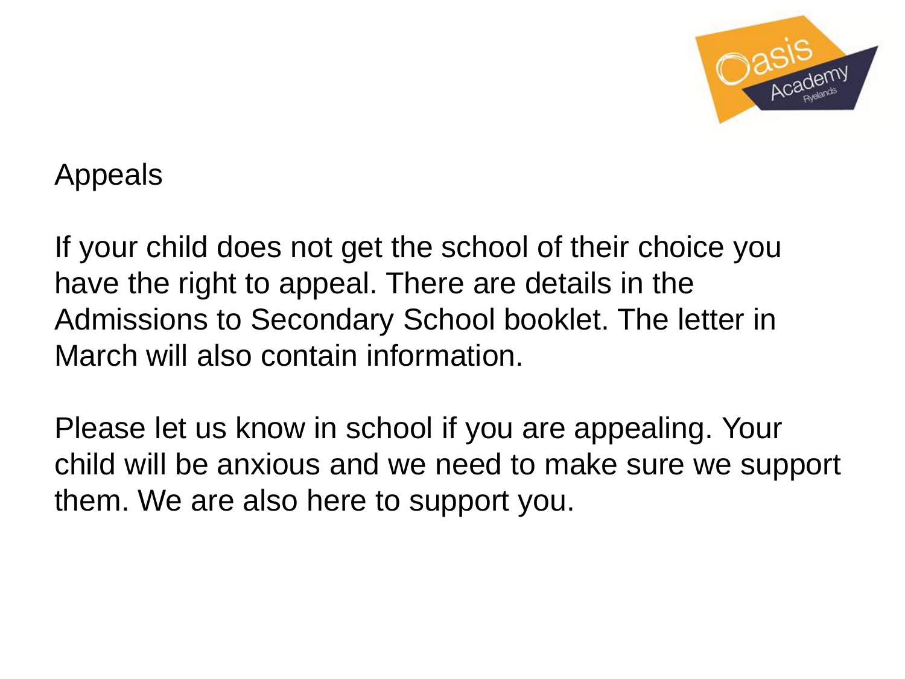## Appeals

If your child does not get the school of their choice you have the right to appeal. There are details in the Admissions to Secondary School booklet. The letter in March will also contain information.

Please let us know in school if you are appealing. Your child will be anxious and we need to make sure we support them. We are also here to support you.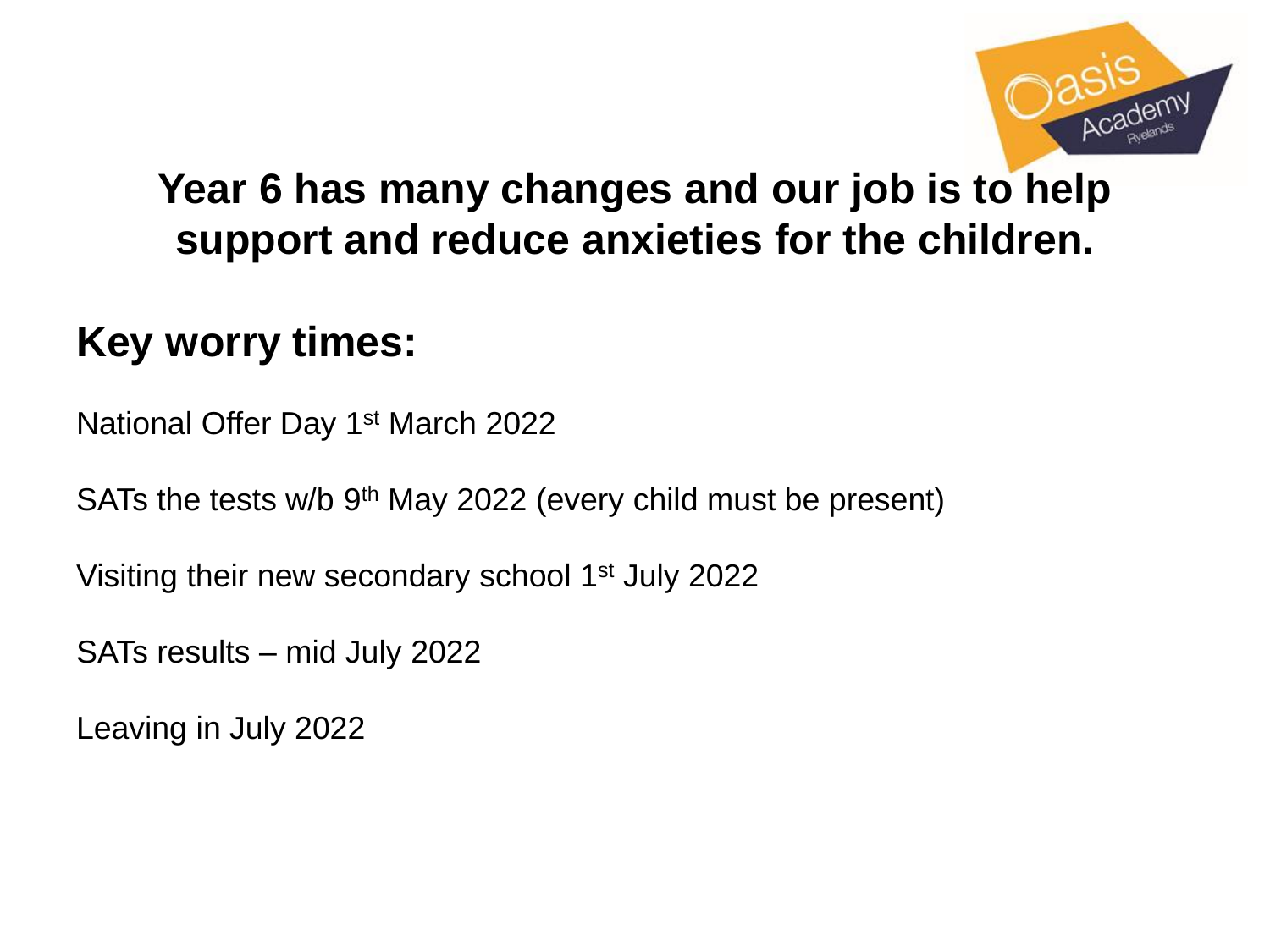# Year 6 has many changes and our job is to help support and reduce anxieties for the children.

## Key worry times:

National Offer Day 1st March 2022

SATs the tests w/b 9th May 2022 (every child must be present)

Visiting their new secondary school 1st July 2022

SATs results – mid July 2022

Leaving in July 2022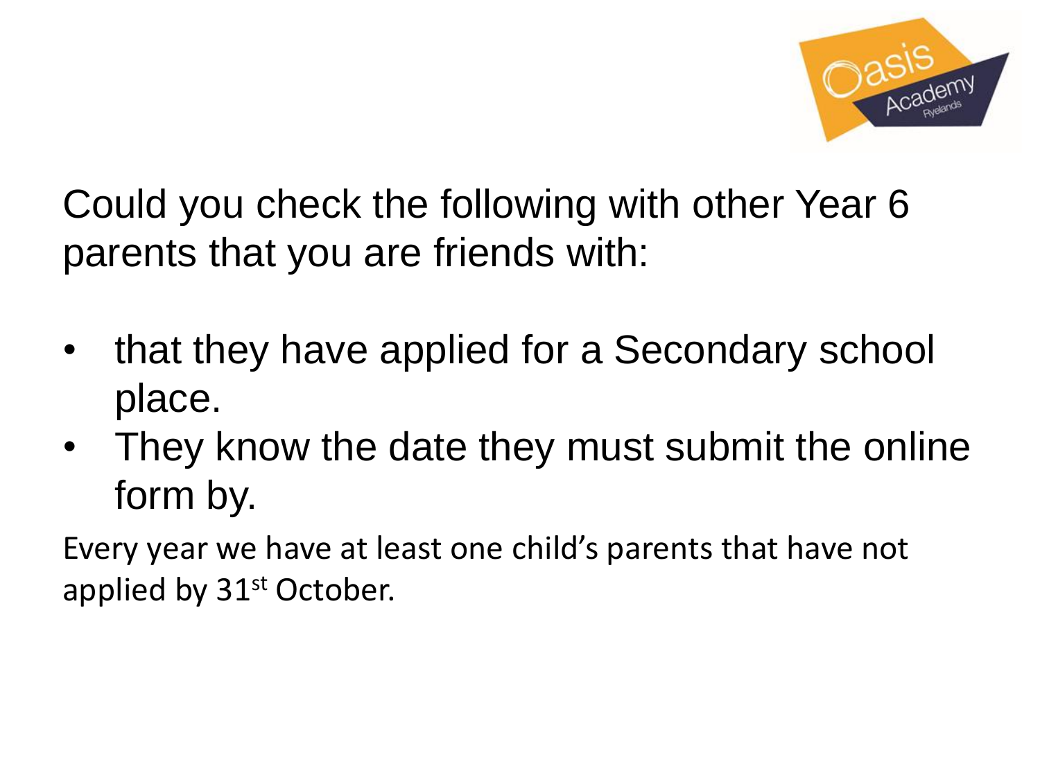Could you check the following with other Year 6 parents that you are friends with:

- that they have applied for a Secondary school place.
- They know the date they must submit the online form by.

Every year we have at least one child's parents that have not applied by 31st October.